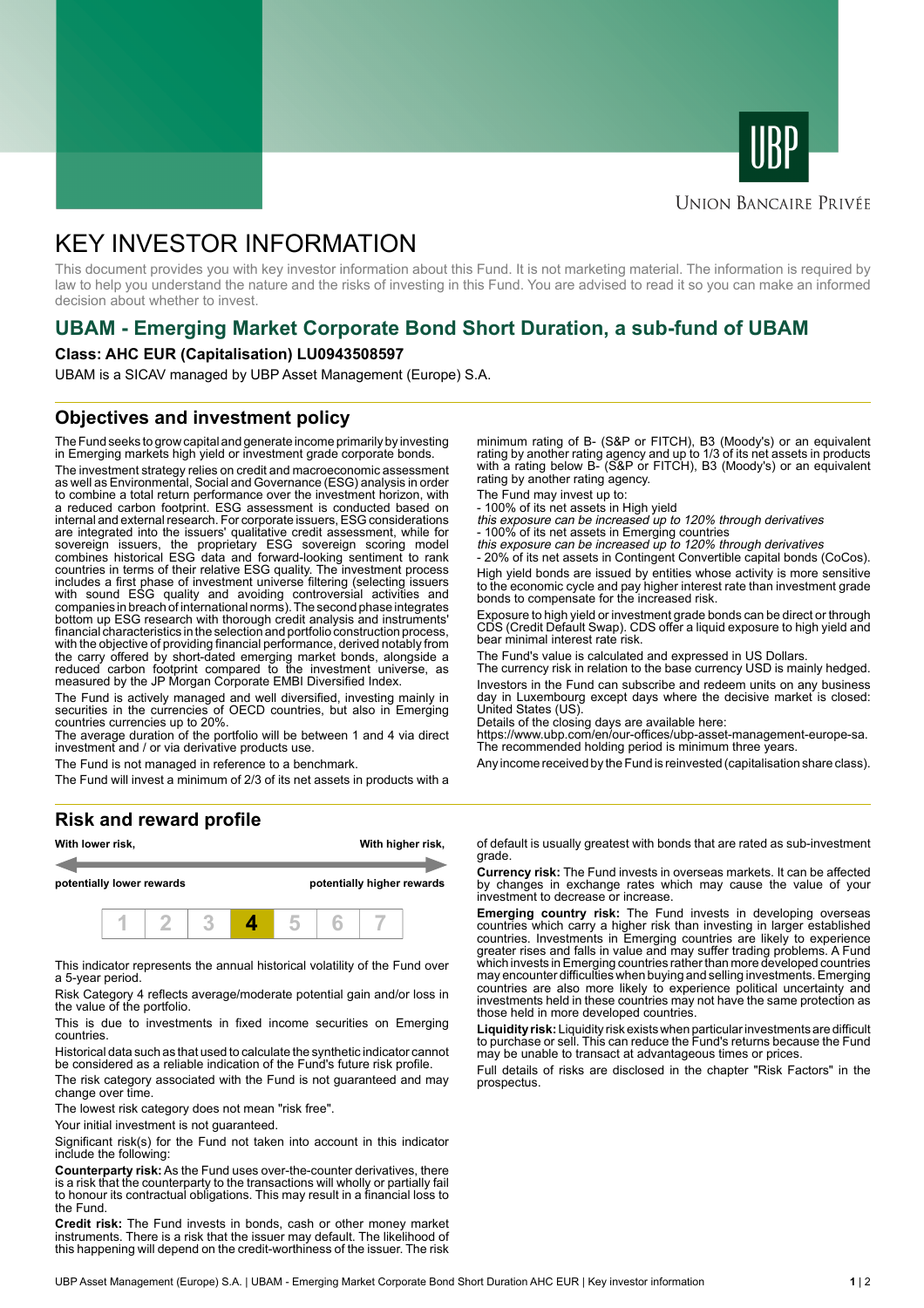UNION BANCAIRE PRIVÉE

# KEY INVESTOR INFORMATION

This document provides you with key investor information about this Fund. It is not marketing material. The information is required by law to help you understand the nature and the risks of investing in this Fund. You are advised to read it so you can make an informed decision about whether to invest.

## UBAM - Emerging Market Corporate Bond Short Duration, a sub-fund of UBAM

**Class: AHC EUR (Capitalisation) LU0943508597**

UBAM is a SICAV managed by UBP Asset Management (Europe) S.A.

## Objectives and investment policy

The Fund seeks to grow capital and generate income primarily by investing in Emerging markets high yield or investment grade corporate bonds.

The investment strategy relies on credit and macroeconomic assessment as well as Environmental, Social and Governance (ESG) analysis in order to combine a total return performance over the investment horizon, with a reduced carbon footprint. ESG assessment is conducted based on internal and external research. For corporate issuers, ESG considerations are integrated into the issuers' qualitative credit assessment, while for sovereign issuers, the proprietary ESG sovereign scoring model combines historical ESG data and forward-looking sentiment to rank countries in terms of their relative ESG quality. The investment process includes a first phase of investment universe filtering (selecting issuers with sound ESG quality and avoiding controversial activities and companies in breach of international norms). The second phase integrates bottom up ESG research with thorough credit analysis and instruments' financial characteristics in the selection and portfolio construction process, with the objective of providing financial performance, derived notably from the carry offered by short-dated emerging market bonds, alongside a reduced carbon footprint compared to the investment universe, as measured by the JP Morgan Corporate EMBI Diversified Index.

The Fund is actively managed and well diversified, investing mainly in securities in the currencies of OECD countries, but also in Emerging countries currencies up to 20%.

The average duration of the portfolio will be between 1 and 4 via direct investment and / or via derivative products use.

The Fund is not managed in reference to a benchmark.

The Fund will invest a minimum of 2/3 of its net assets in products with a minimum rating of B- (S&P or FITCH), B3 (Moody's) or an equivalent rating by another rating agency and up to 1/3 of its net assets in products with a rating below B- (S&P or FITCH), B3 (Moody's) or an equivalent rating by another rating agency.

The Fund may invest up to:

- 100% of its net assets in High yield
*this exposure can be increased up to 120% through derivatives*
- 100% of its net assets in Emerging countries
*this exposure can be increased up to 120% through derivatives*
- 20% of its net assets in Contingent Convertible capital bonds (CoCos).

High yield bonds are issued by entities whose activity is more sensitive to the economic cycle and pay higher interest rate than investment grade bonds to compensate for the increased risk.

Exposure to high yield or investment grade bonds can be direct or through CDS (Credit Default Swap). CDS offer a liquid exposure to high yield and bear minimal interest rate risk.

The Fund's value is calculated and expressed in US Dollars.

The currency risk in relation to the base currency USD is mainly hedged.

Investors in the Fund can subscribe and redeem units on any business day in Luxembourg except days where the decisive market is closed: United States (US).

Details of the closing days are available here:
https://www.ubp.com/en/our-offices/ubp-asset-management-europe-sa.

The recommended holding period is minimum three years.

Any income received by the Fund is reinvested (capitalisation share class).

## Risk and reward profile

| With lower risk, potentially lower rewards | | | | | | With higher risk, potentially higher rewards |
|---|---|---|---|---|---|---|
| 1 | 2 | 3 | **4** | 5 | 6 | 7 |

This indicator represents the annual historical volatility of the Fund over a 5-year period.

Risk Category 4 reflects average/moderate potential gain and/or loss in the value of the portfolio.

This is due to investments in fixed income securities on Emerging countries.

Historical data such as that used to calculate the synthetic indicator cannot be considered as a reliable indication of the Fund's future risk profile.

The risk category associated with the Fund is not guaranteed and may change over time.

The lowest risk category does not mean "risk free".

Your initial investment is not guaranteed.

Significant risk(s) for the Fund not taken into account in this indicator include the following:

**Counterparty risk:** As the Fund uses over-the-counter derivatives, there is a risk that the counterparty to the transactions will wholly or partially fail to honour its contractual obligations. This may result in a financial loss to the Fund.

**Credit risk:** The Fund invests in bonds, cash or other money market instruments. There is a risk that the issuer may default. The likelihood of this happening will depend on the credit-worthiness of the issuer. The risk of default is usually greatest with bonds that are rated as sub-investment grade.

**Currency risk:** The Fund invests in overseas markets. It can be affected by changes in exchange rates which may cause the value of your investment to decrease or increase.

**Emerging country risk:** The Fund invests in developing overseas countries which carry a higher risk than investing in larger established countries. Investments in Emerging countries are likely to experience greater rises and falls in value and may suffer trading problems. A Fund which invests in Emerging countries rather than more developed countries may encounter difficulties when buying and selling investments. Emerging countries are also more likely to experience political uncertainty and investments held in these countries may not have the same protection as those held in more developed countries.

**Liquidity risk:** Liquidity risk exists when particular investments are difficult to purchase or sell. This can reduce the Fund's returns because the Fund may be unable to transact at advantageous times or prices.

Full details of risks are disclosed in the chapter "Risk Factors" in the prospectus.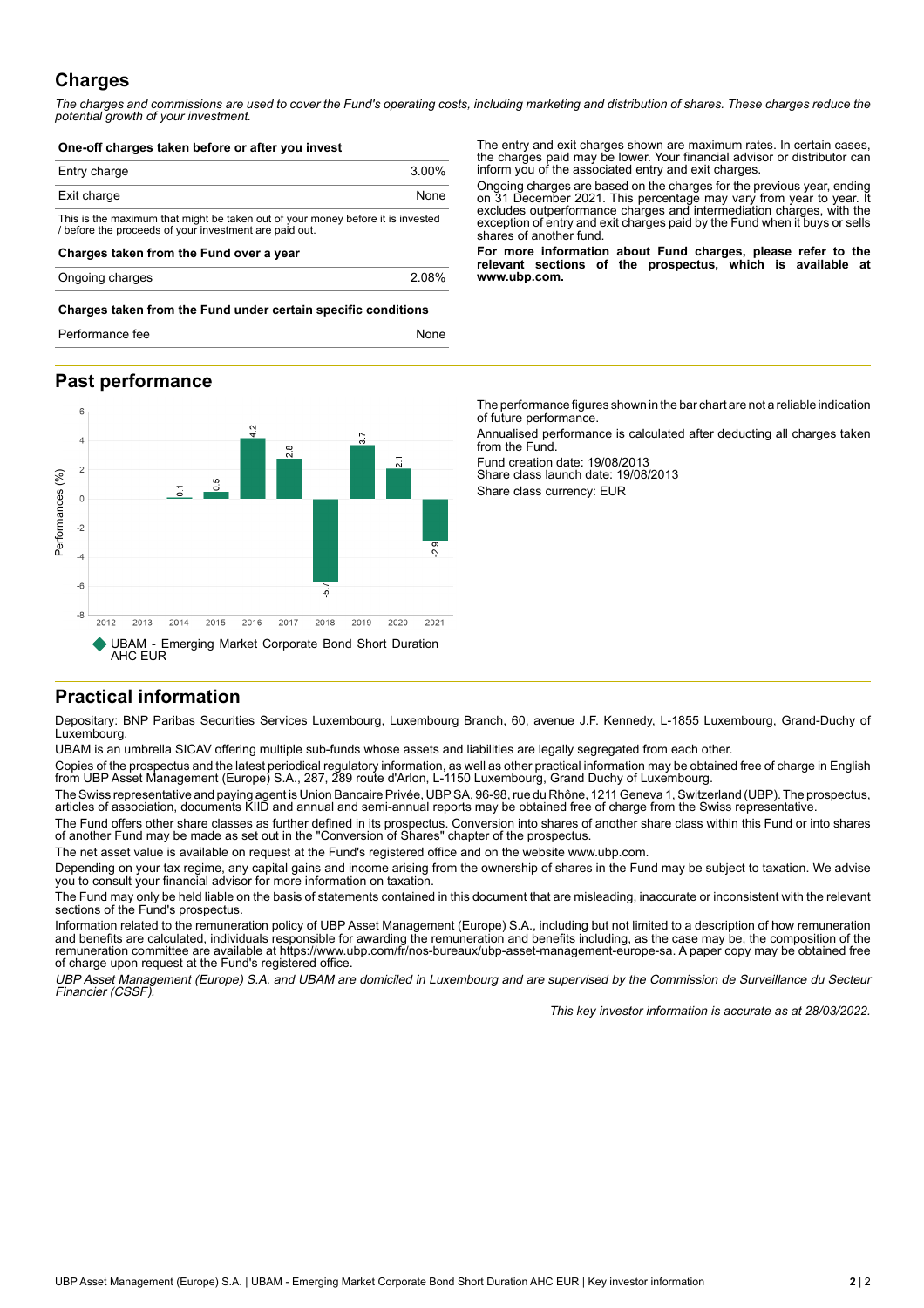## Charges

*The charges and commissions are used to cover the Fund's operating costs, including marketing and distribution of shares. These charges reduce the potential growth of your investment.*

| **One-off charges taken before or after you invest** | |
|---|---|
| Entry charge | 3.00% |
| Exit charge | None |

This is the maximum that might be taken out of your money before it is invested / before the proceeds of your investment are paid out.

| **Charges taken from the Fund over a year** | |
|---|---|
| Ongoing charges | 2.08% |

| **Charges taken from the Fund under certain specific conditions** | |
|---|---|
| Performance fee | None |

The entry and exit charges shown are maximum rates. In certain cases, the charges paid may be lower. Your financial advisor or distributor can inform you of the associated entry and exit charges.

Ongoing charges are based on the charges for the previous year, ending on 31 December 2021. This percentage may vary from year to year. It excludes outperformance charges and intermediation charges, with the exception of entry and exit charges paid by the Fund when it buys or sells shares of another fund.

**For more information about Fund charges, please refer to the relevant sections of the prospectus, which is available at www.ubp.com.**

## Past performance

Performances (%)

6
4
2
0
-2
-4
-6
-8

2012 2013 2014 2015 2016 2017 2018 2019 2020 2021

0.1
0.5
4.2
2.8
-5.7
3.7
2.1
-2.9

UBAM - Emerging Market Corporate Bond Short Duration AHC EUR

The performance figures shown in the bar chart are not a reliable indication of future performance.

Annualised performance is calculated after deducting all charges taken from the Fund.

Fund creation date: 19/08/2013
Share class launch date: 19/08/2013
Share class currency: EUR

## Practical information

Depositary: BNP Paribas Securities Services Luxembourg, Luxembourg Branch, 60, avenue J.F. Kennedy, L-1855 Luxembourg, Grand-Duchy of Luxembourg.

UBAM is an umbrella SICAV offering multiple sub-funds whose assets and liabilities are legally segregated from each other.

Copies of the prospectus and the latest periodical regulatory information, as well as other practical information may be obtained free of charge in English from UBP Asset Management (Europe) S.A., 287, 289 route d'Arlon, L-1150 Luxembourg, Grand Duchy of Luxembourg.

The Swiss representative and paying agent is Union Bancaire Privée, UBP SA, 96-98, rue du Rhône, 1211 Geneva 1, Switzerland (UBP). The prospectus, articles of association, documents KIID and annual and semi-annual reports may be obtained free of charge from the Swiss representative.

The Fund offers other share classes as further defined in its prospectus. Conversion into shares of another share class within this Fund or into shares of another Fund may be made as set out in the "Conversion of Shares" chapter of the prospectus.

The net asset value is available on request at the Fund's registered office and on the website www.ubp.com.

Depending on your tax regime, any capital gains and income arising from the ownership of shares in the Fund may be subject to taxation. We advise you to consult your financial advisor for more information on taxation.

The Fund may only be held liable on the basis of statements contained in this document that are misleading, inaccurate or inconsistent with the relevant sections of the Fund's prospectus.

Information related to the remuneration policy of UBP Asset Management (Europe) S.A., including but not limited to a description of how remuneration and benefits are calculated, individuals responsible for awarding the remuneration and benefits including, as the case may be, the composition of the remuneration committee are available at https://www.ubp.com/fr/nos-bureaux/ubp-asset-management-europe-sa. A paper copy may be obtained free of charge upon request at the Fund's registered office.

*UBP Asset Management (Europe) S.A. and UBAM are domiciled in Luxembourg and are supervised by the Commission de Surveillance du Secteur Financier (CSSF).*

*This key investor information is accurate as at 28/03/2022.*